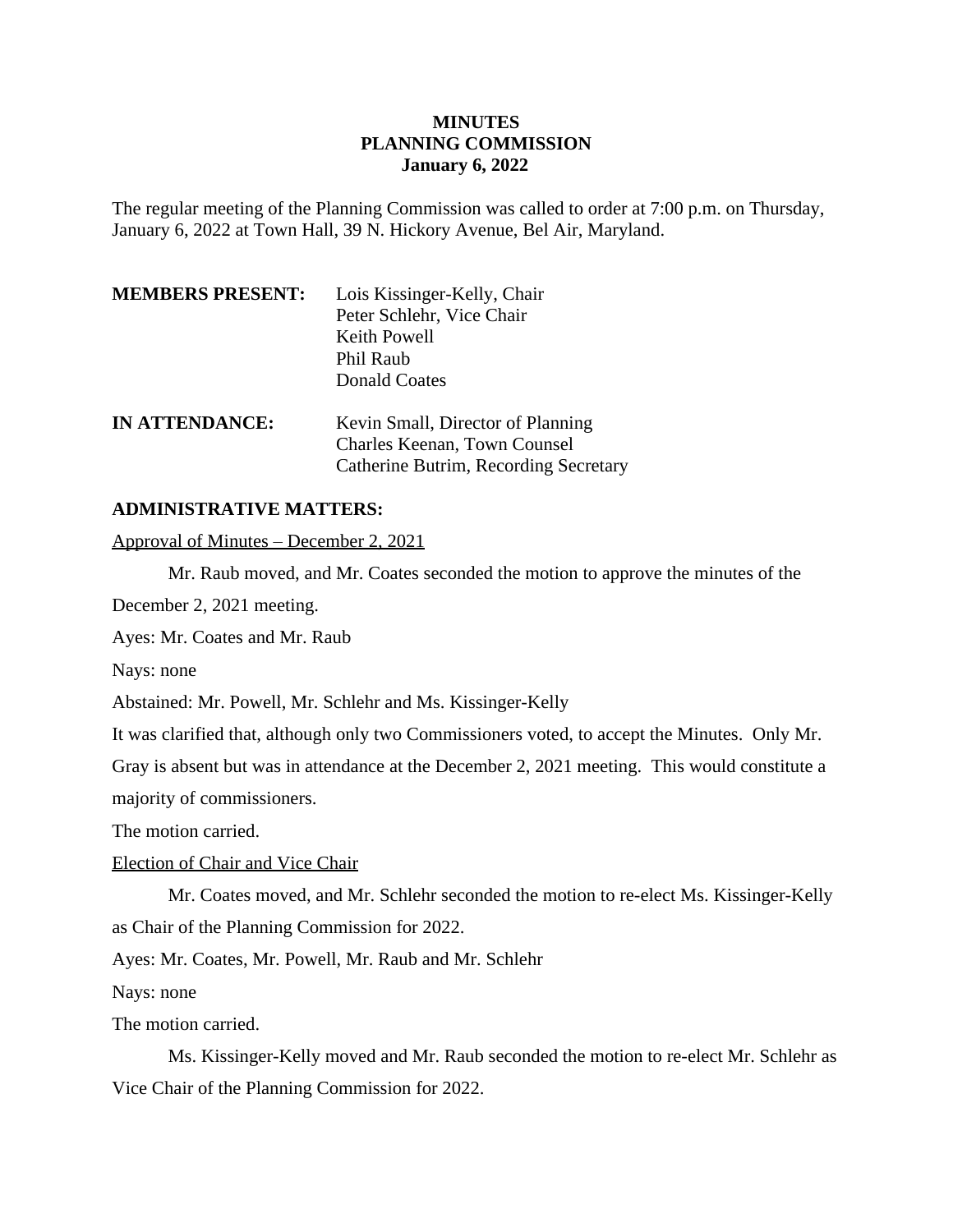# MINUTES
## PLANNING COMMISSION
### January 6, 2022

The regular meeting of the Planning Commission was called to order at 7:00 p.m. on Thursday, January 6, 2022 at Town Hall, 39 N. Hickory Avenue, Bel Air, Maryland.

**MEMBERS PRESENT:** Lois Kissinger-Kelly, Chair
Peter Schlehr, Vice Chair
Keith Powell
Phil Raub
Donald Coates

**IN ATTENDANCE:** Kevin Small, Director of Planning
Charles Keenan, Town Counsel
Catherine Butrim, Recording Secretary

**ADMINISTRATIVE MATTERS:**

Approval of Minutes – December 2, 2021

Mr. Raub moved, and Mr. Coates seconded the motion to approve the minutes of the December 2, 2021 meeting.

Ayes: Mr. Coates and Mr. Raub

Nays: none

Abstained: Mr. Powell, Mr. Schlehr and Ms. Kissinger-Kelly

It was clarified that, although only two Commissioners voted, to accept the Minutes. Only Mr. Gray is absent but was in attendance at the December 2, 2021 meeting. This would constitute a majority of commissioners.

The motion carried.

Election of Chair and Vice Chair

Mr. Coates moved, and Mr. Schlehr seconded the motion to re-elect Ms. Kissinger-Kelly as Chair of the Planning Commission for 2022.

Ayes: Mr. Coates, Mr. Powell, Mr. Raub and Mr. Schlehr

Nays: none

The motion carried.

Ms. Kissinger-Kelly moved and Mr. Raub seconded the motion to re-elect Mr. Schlehr as Vice Chair of the Planning Commission for 2022.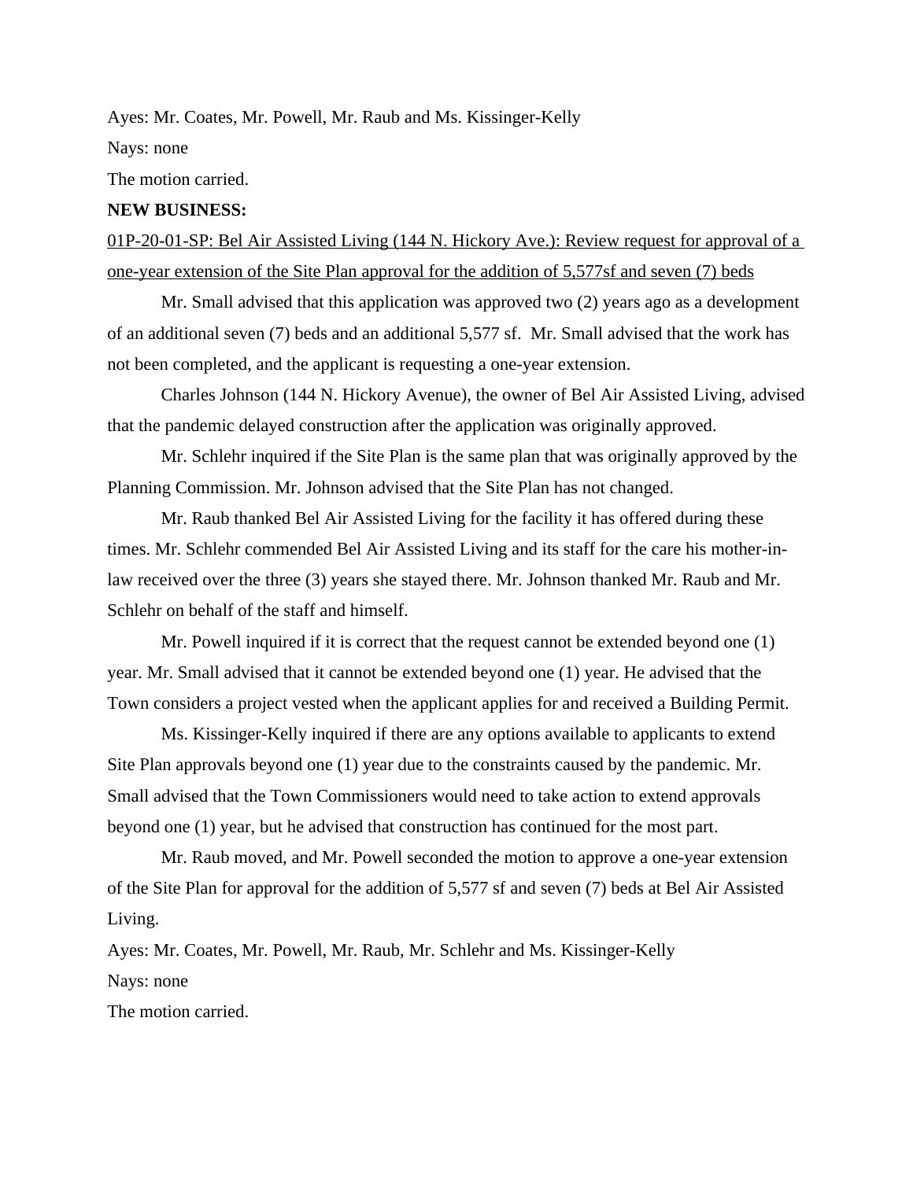Ayes: Mr. Coates, Mr. Powell, Mr. Raub and Ms. Kissinger-Kelly

Nays: none

The motion carried.

**NEW BUSINESS:**

01P-20-01-SP: Bel Air Assisted Living (144 N. Hickory Ave.): Review request for approval of a one-year extension of the Site Plan approval for the addition of 5,577sf and seven (7) beds

Mr. Small advised that this application was approved two (2) years ago as a development of an additional seven (7) beds and an additional 5,577 sf. Mr. Small advised that the work has not been completed, and the applicant is requesting a one-year extension.

Charles Johnson (144 N. Hickory Avenue), the owner of Bel Air Assisted Living, advised that the pandemic delayed construction after the application was originally approved.

Mr. Schlehr inquired if the Site Plan is the same plan that was originally approved by the Planning Commission. Mr. Johnson advised that the Site Plan has not changed.

Mr. Raub thanked Bel Air Assisted Living for the facility it has offered during these times. Mr. Schlehr commended Bel Air Assisted Living and its staff for the care his mother-in-law received over the three (3) years she stayed there. Mr. Johnson thanked Mr. Raub and Mr. Schlehr on behalf of the staff and himself.

Mr. Powell inquired if it is correct that the request cannot be extended beyond one (1) year. Mr. Small advised that it cannot be extended beyond one (1) year. He advised that the Town considers a project vested when the applicant applies for and received a Building Permit.

Ms. Kissinger-Kelly inquired if there are any options available to applicants to extend Site Plan approvals beyond one (1) year due to the constraints caused by the pandemic. Mr. Small advised that the Town Commissioners would need to take action to extend approvals beyond one (1) year, but he advised that construction has continued for the most part.

Mr. Raub moved, and Mr. Powell seconded the motion to approve a one-year extension of the Site Plan for approval for the addition of 5,577 sf and seven (7) beds at Bel Air Assisted Living.

Ayes: Mr. Coates, Mr. Powell, Mr. Raub, Mr. Schlehr and Ms. Kissinger-Kelly

Nays: none

The motion carried.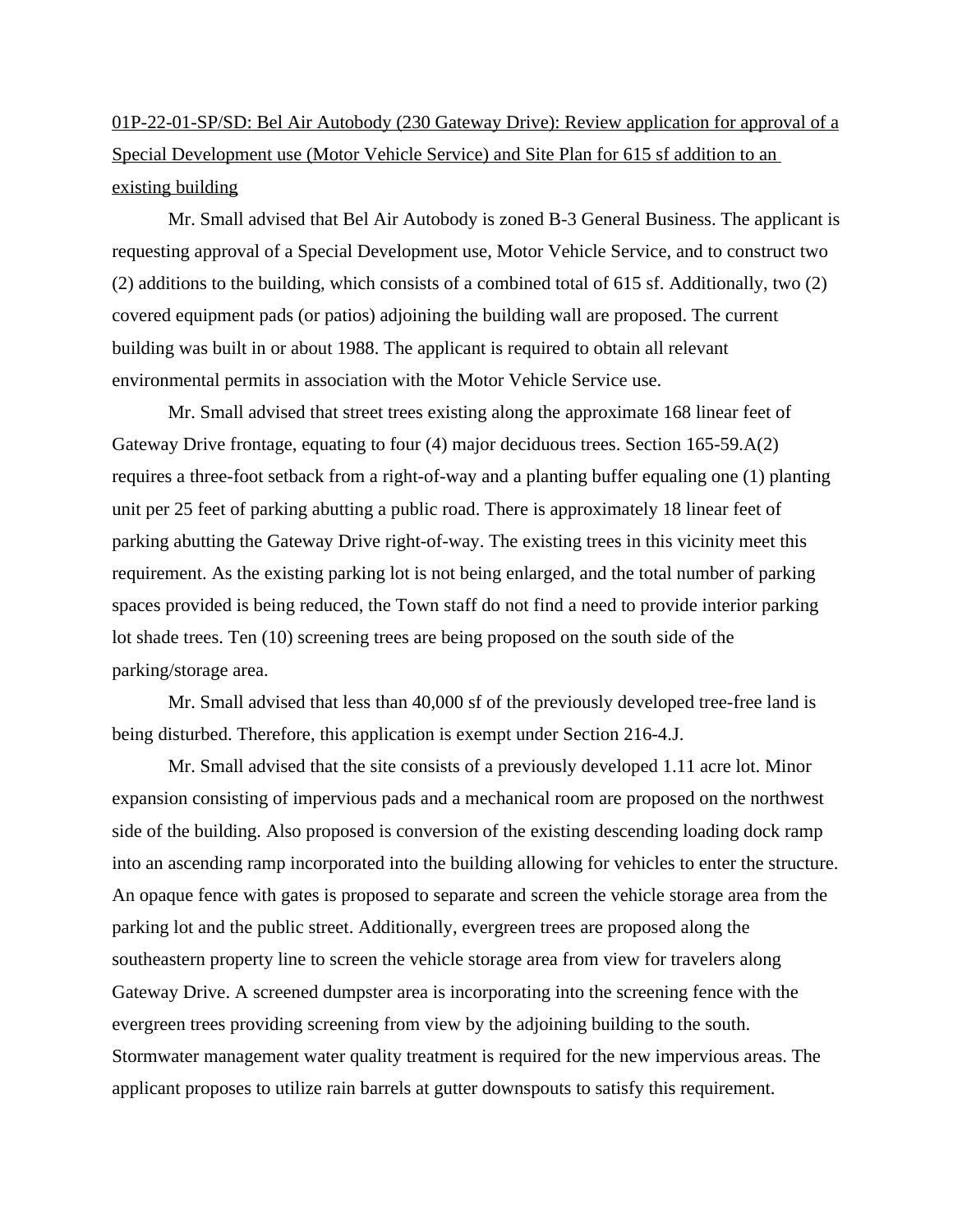01P-22-01-SP/SD: Bel Air Autobody (230 Gateway Drive): Review application for approval of a Special Development use (Motor Vehicle Service) and Site Plan for 615 sf addition to an existing building

Mr. Small advised that Bel Air Autobody is zoned B-3 General Business. The applicant is requesting approval of a Special Development use, Motor Vehicle Service, and to construct two (2) additions to the building, which consists of a combined total of 615 sf. Additionally, two (2) covered equipment pads (or patios) adjoining the building wall are proposed. The current building was built in or about 1988. The applicant is required to obtain all relevant environmental permits in association with the Motor Vehicle Service use.

Mr. Small advised that street trees existing along the approximate 168 linear feet of Gateway Drive frontage, equating to four (4) major deciduous trees. Section 165-59.A(2) requires a three-foot setback from a right-of-way and a planting buffer equaling one (1) planting unit per 25 feet of parking abutting a public road. There is approximately 18 linear feet of parking abutting the Gateway Drive right-of-way. The existing trees in this vicinity meet this requirement. As the existing parking lot is not being enlarged, and the total number of parking spaces provided is being reduced, the Town staff do not find a need to provide interior parking lot shade trees. Ten (10) screening trees are being proposed on the south side of the parking/storage area.

Mr. Small advised that less than 40,000 sf of the previously developed tree-free land is being disturbed. Therefore, this application is exempt under Section 216-4.J.

Mr. Small advised that the site consists of a previously developed 1.11 acre lot. Minor expansion consisting of impervious pads and a mechanical room are proposed on the northwest side of the building. Also proposed is conversion of the existing descending loading dock ramp into an ascending ramp incorporated into the building allowing for vehicles to enter the structure. An opaque fence with gates is proposed to separate and screen the vehicle storage area from the parking lot and the public street. Additionally, evergreen trees are proposed along the southeastern property line to screen the vehicle storage area from view for travelers along Gateway Drive. A screened dumpster area is incorporating into the screening fence with the evergreen trees providing screening from view by the adjoining building to the south. Stormwater management water quality treatment is required for the new impervious areas. The applicant proposes to utilize rain barrels at gutter downspouts to satisfy this requirement.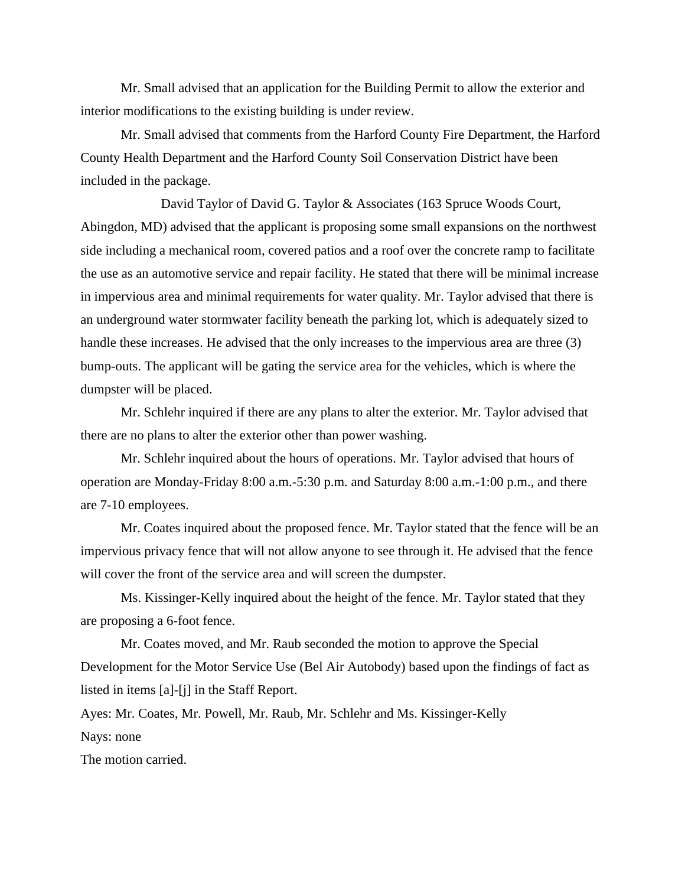Mr. Small advised that an application for the Building Permit to allow the exterior and interior modifications to the existing building is under review.

Mr. Small advised that comments from the Harford County Fire Department, the Harford County Health Department and the Harford County Soil Conservation District have been included in the package.

David Taylor of David G. Taylor & Associates (163 Spruce Woods Court, Abingdon, MD) advised that the applicant is proposing some small expansions on the northwest side including a mechanical room, covered patios and a roof over the concrete ramp to facilitate the use as an automotive service and repair facility. He stated that there will be minimal increase in impervious area and minimal requirements for water quality. Mr. Taylor advised that there is an underground water stormwater facility beneath the parking lot, which is adequately sized to handle these increases. He advised that the only increases to the impervious area are three (3) bump-outs. The applicant will be gating the service area for the vehicles, which is where the dumpster will be placed.

Mr. Schlehr inquired if there are any plans to alter the exterior. Mr. Taylor advised that there are no plans to alter the exterior other than power washing.

Mr. Schlehr inquired about the hours of operations. Mr. Taylor advised that hours of operation are Monday-Friday 8:00 a.m.-5:30 p.m. and Saturday 8:00 a.m.-1:00 p.m., and there are 7-10 employees.

Mr. Coates inquired about the proposed fence. Mr. Taylor stated that the fence will be an impervious privacy fence that will not allow anyone to see through it. He advised that the fence will cover the front of the service area and will screen the dumpster.

Ms. Kissinger-Kelly inquired about the height of the fence. Mr. Taylor stated that they are proposing a 6-foot fence.

Mr. Coates moved, and Mr. Raub seconded the motion to approve the Special Development for the Motor Service Use (Bel Air Autobody) based upon the findings of fact as listed in items [a]-[j] in the Staff Report.

Ayes: Mr. Coates, Mr. Powell, Mr. Raub, Mr. Schlehr and Ms. Kissinger-Kelly

Nays: none

The motion carried.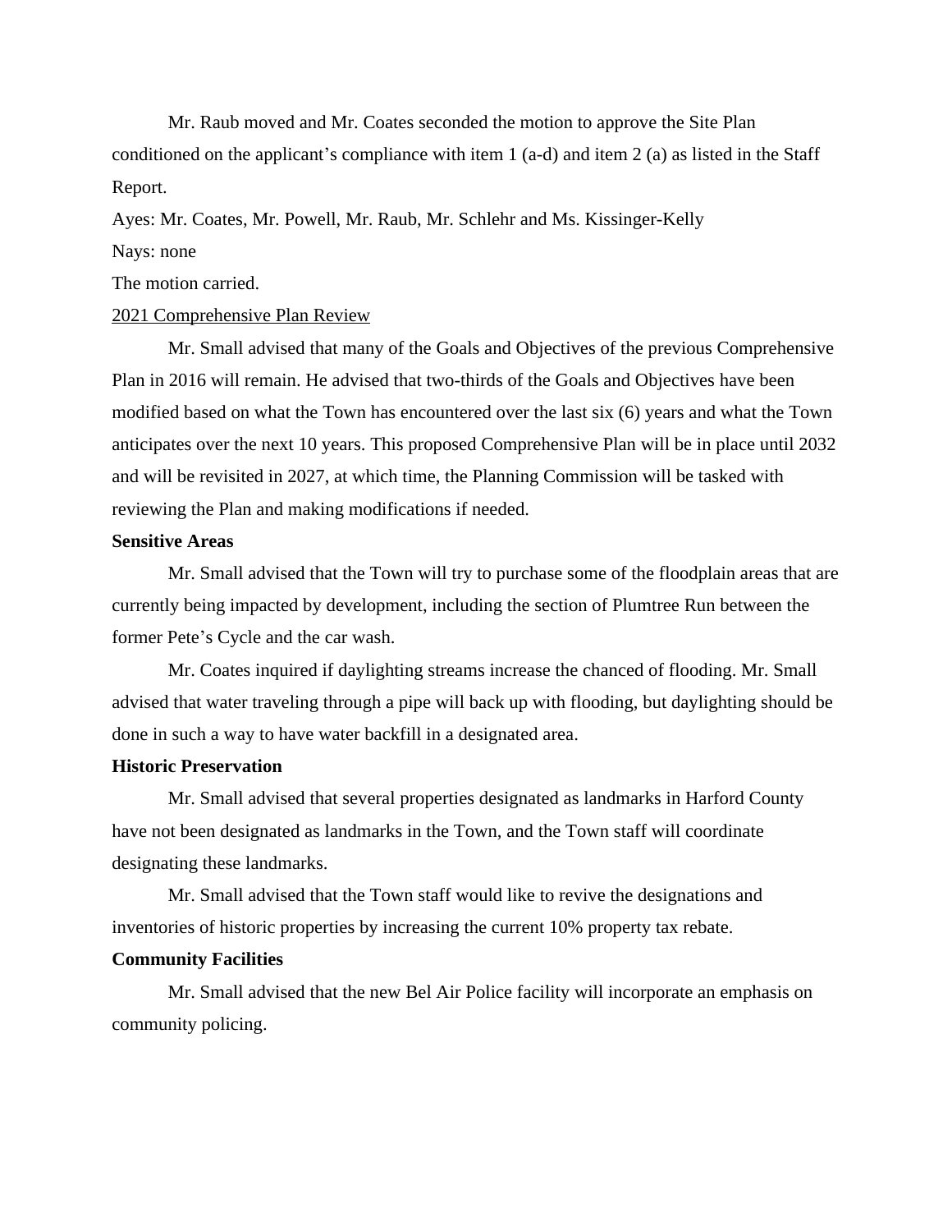Mr. Raub moved and Mr. Coates seconded the motion to approve the Site Plan conditioned on the applicant's compliance with item 1 (a-d) and item 2 (a) as listed in the Staff Report.

Ayes: Mr. Coates, Mr. Powell, Mr. Raub, Mr. Schlehr and Ms. Kissinger-Kelly

Nays: none

The motion carried.

2021 Comprehensive Plan Review

Mr. Small advised that many of the Goals and Objectives of the previous Comprehensive Plan in 2016 will remain. He advised that two-thirds of the Goals and Objectives have been modified based on what the Town has encountered over the last six (6) years and what the Town anticipates over the next 10 years. This proposed Comprehensive Plan will be in place until 2032 and will be revisited in 2027, at which time, the Planning Commission will be tasked with reviewing the Plan and making modifications if needed.

**Sensitive Areas**

Mr. Small advised that the Town will try to purchase some of the floodplain areas that are currently being impacted by development, including the section of Plumtree Run between the former Pete's Cycle and the car wash.

Mr. Coates inquired if daylighting streams increase the chanced of flooding. Mr. Small advised that water traveling through a pipe will back up with flooding, but daylighting should be done in such a way to have water backfill in a designated area.

**Historic Preservation**

Mr. Small advised that several properties designated as landmarks in Harford County have not been designated as landmarks in the Town, and the Town staff will coordinate designating these landmarks.

Mr. Small advised that the Town staff would like to revive the designations and inventories of historic properties by increasing the current 10% property tax rebate.

**Community Facilities**

Mr. Small advised that the new Bel Air Police facility will incorporate an emphasis on community policing.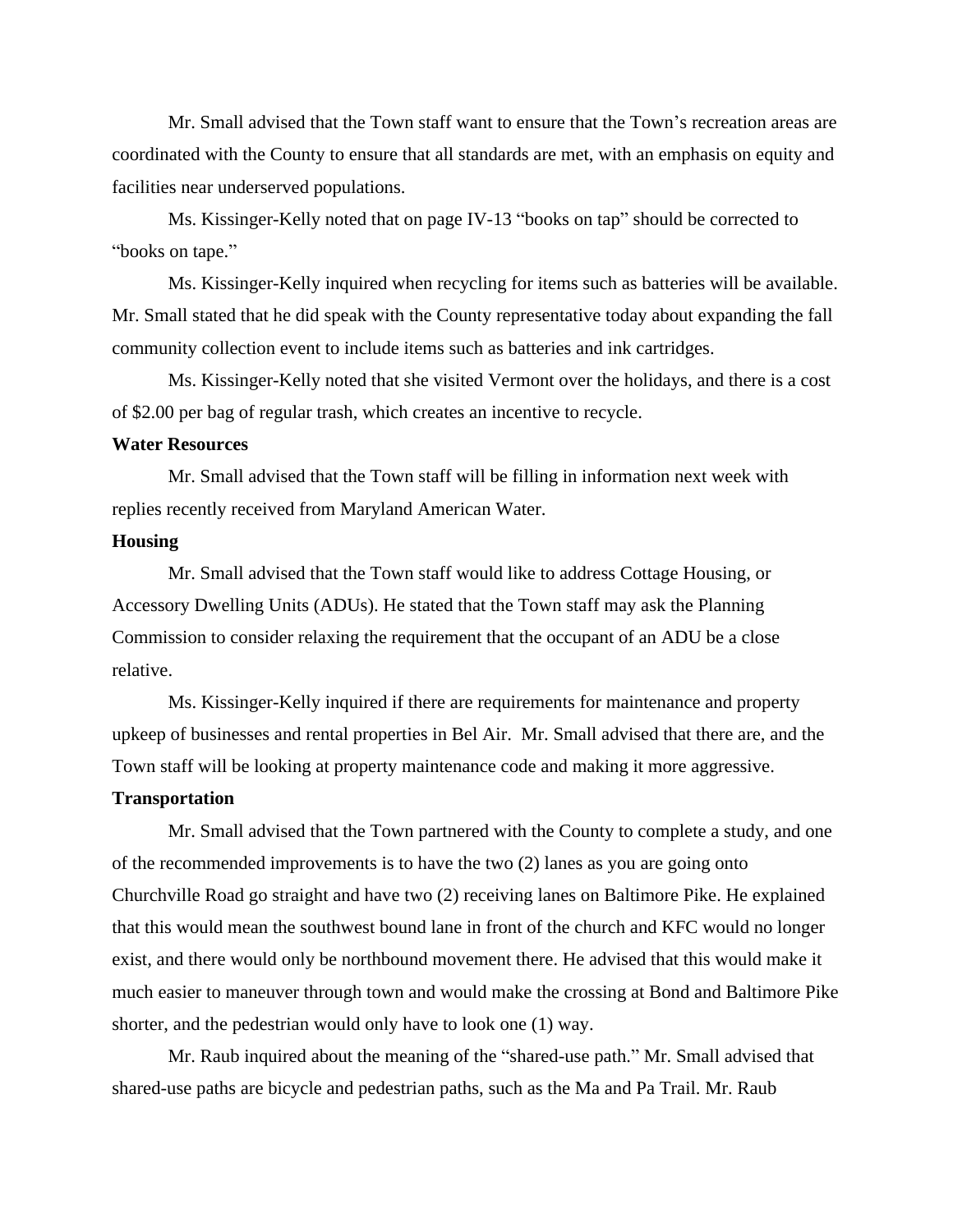Mr. Small advised that the Town staff want to ensure that the Town's recreation areas are coordinated with the County to ensure that all standards are met, with an emphasis on equity and facilities near underserved populations.

Ms. Kissinger-Kelly noted that on page IV-13 "books on tap" should be corrected to "books on tape."

Ms. Kissinger-Kelly inquired when recycling for items such as batteries will be available. Mr. Small stated that he did speak with the County representative today about expanding the fall community collection event to include items such as batteries and ink cartridges.

Ms. Kissinger-Kelly noted that she visited Vermont over the holidays, and there is a cost of $2.00 per bag of regular trash, which creates an incentive to recycle.

**Water Resources**

Mr. Small advised that the Town staff will be filling in information next week with replies recently received from Maryland American Water.

**Housing**

Mr. Small advised that the Town staff would like to address Cottage Housing, or Accessory Dwelling Units (ADUs). He stated that the Town staff may ask the Planning Commission to consider relaxing the requirement that the occupant of an ADU be a close relative.

Ms. Kissinger-Kelly inquired if there are requirements for maintenance and property upkeep of businesses and rental properties in Bel Air. Mr. Small advised that there are, and the Town staff will be looking at property maintenance code and making it more aggressive.

**Transportation**

Mr. Small advised that the Town partnered with the County to complete a study, and one of the recommended improvements is to have the two (2) lanes as you are going onto Churchville Road go straight and have two (2) receiving lanes on Baltimore Pike. He explained that this would mean the southwest bound lane in front of the church and KFC would no longer exist, and there would only be northbound movement there. He advised that this would make it much easier to maneuver through town and would make the crossing at Bond and Baltimore Pike shorter, and the pedestrian would only have to look one (1) way.

Mr. Raub inquired about the meaning of the "shared-use path." Mr. Small advised that shared-use paths are bicycle and pedestrian paths, such as the Ma and Pa Trail. Mr. Raub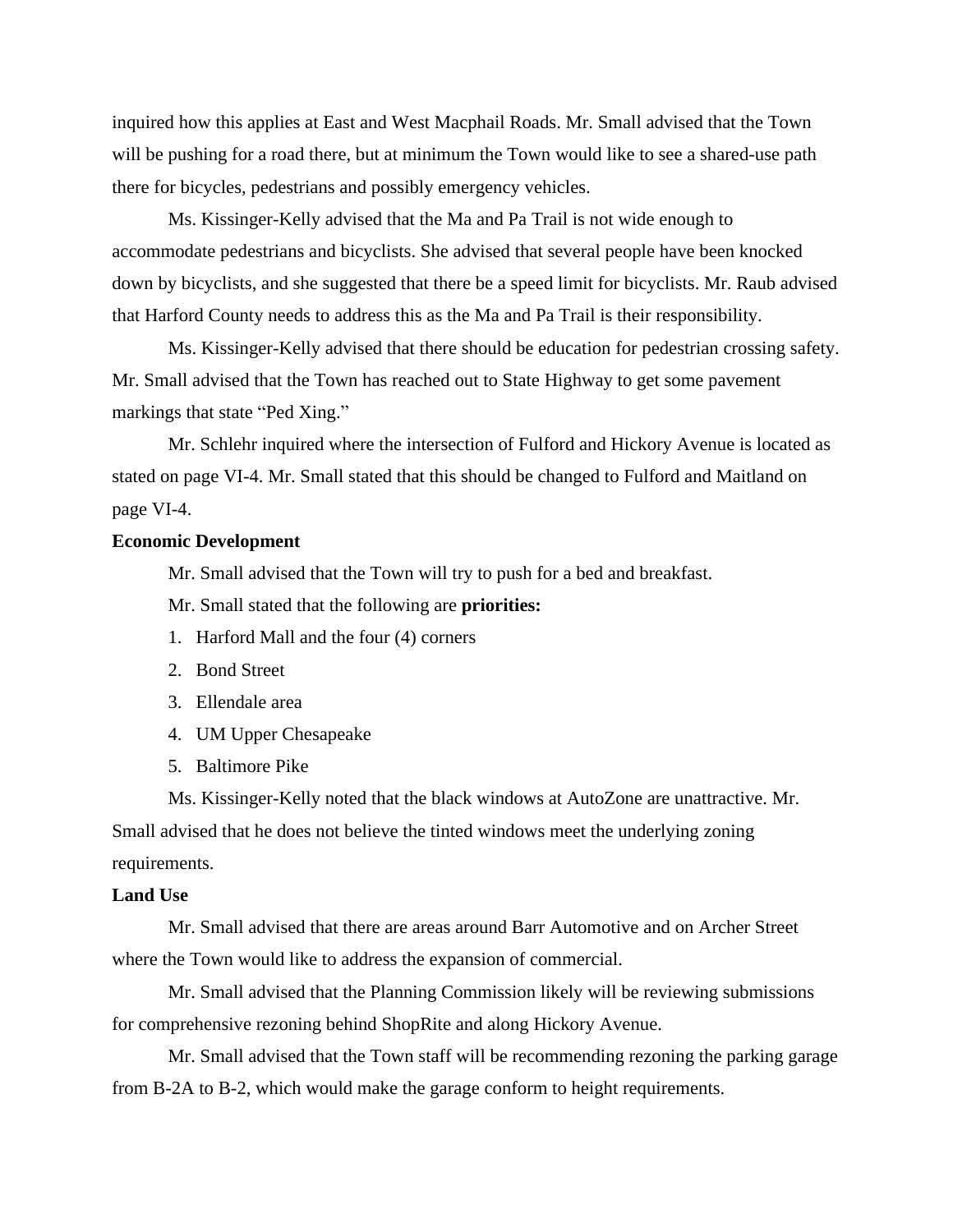inquired how this applies at East and West Macphail Roads. Mr. Small advised that the Town will be pushing for a road there, but at minimum the Town would like to see a shared-use path there for bicycles, pedestrians and possibly emergency vehicles.

Ms. Kissinger-Kelly advised that the Ma and Pa Trail is not wide enough to accommodate pedestrians and bicyclists. She advised that several people have been knocked down by bicyclists, and she suggested that there be a speed limit for bicyclists. Mr. Raub advised that Harford County needs to address this as the Ma and Pa Trail is their responsibility.

Ms. Kissinger-Kelly advised that there should be education for pedestrian crossing safety. Mr. Small advised that the Town has reached out to State Highway to get some pavement markings that state "Ped Xing."

Mr. Schlehr inquired where the intersection of Fulford and Hickory Avenue is located as stated on page VI-4. Mr. Small stated that this should be changed to Fulford and Maitland on page VI-4.

**Economic Development**

Mr. Small advised that the Town will try to push for a bed and breakfast.

Mr. Small stated that the following are **priorities:**

1. Harford Mall and the four (4) corners
2. Bond Street
3. Ellendale area
4. UM Upper Chesapeake
5. Baltimore Pike

Ms. Kissinger-Kelly noted that the black windows at AutoZone are unattractive. Mr. Small advised that he does not believe the tinted windows meet the underlying zoning requirements.

**Land Use**

Mr. Small advised that there are areas around Barr Automotive and on Archer Street where the Town would like to address the expansion of commercial.

Mr. Small advised that the Planning Commission likely will be reviewing submissions for comprehensive rezoning behind ShopRite and along Hickory Avenue.

Mr. Small advised that the Town staff will be recommending rezoning the parking garage from B-2A to B-2, which would make the garage conform to height requirements.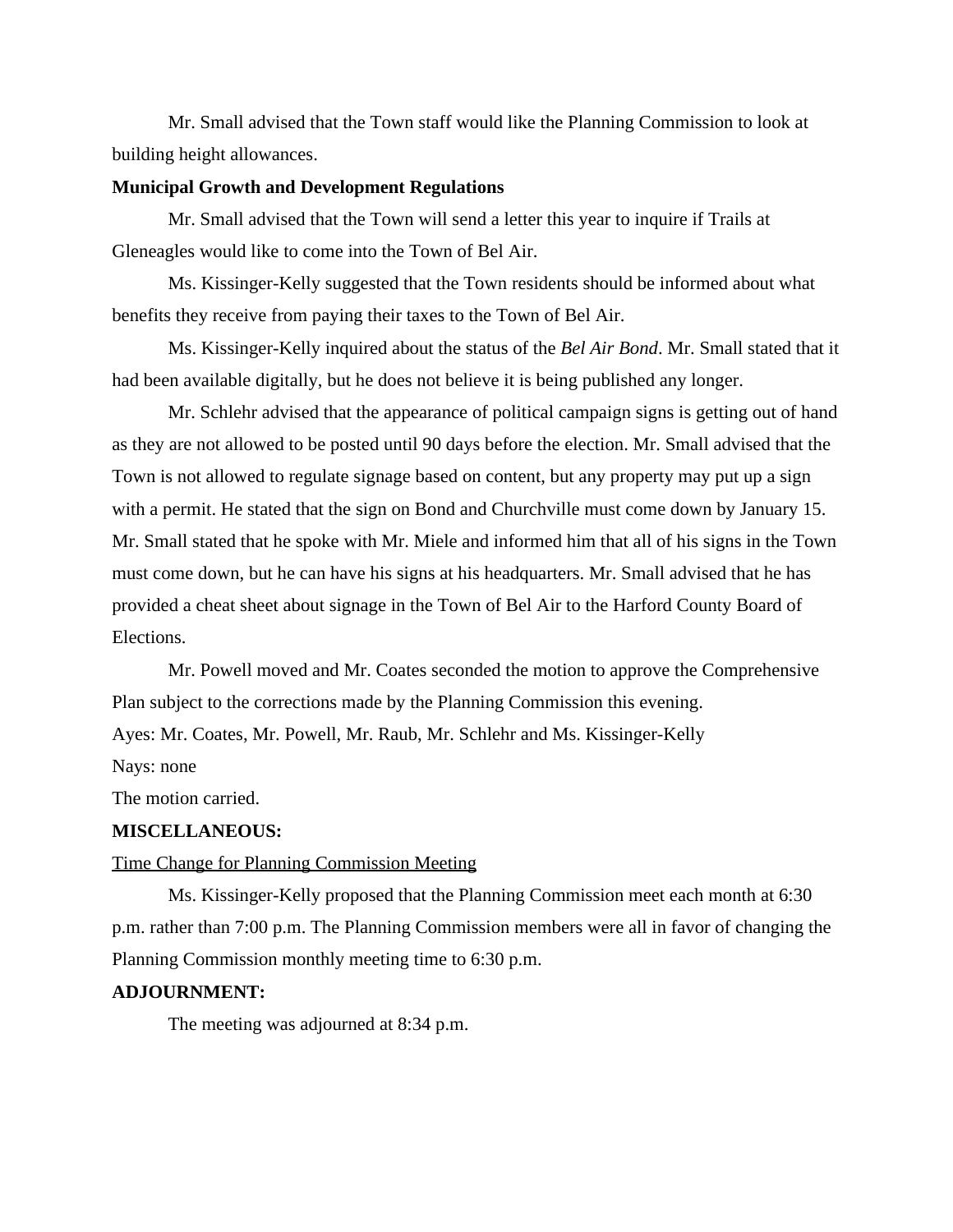Mr. Small advised that the Town staff would like the Planning Commission to look at building height allowances.

**Municipal Growth and Development Regulations**

Mr. Small advised that the Town will send a letter this year to inquire if Trails at Gleneagles would like to come into the Town of Bel Air.

Ms. Kissinger-Kelly suggested that the Town residents should be informed about what benefits they receive from paying their taxes to the Town of Bel Air.

Ms. Kissinger-Kelly inquired about the status of the *Bel Air Bond*. Mr. Small stated that it had been available digitally, but he does not believe it is being published any longer.

Mr. Schlehr advised that the appearance of political campaign signs is getting out of hand as they are not allowed to be posted until 90 days before the election. Mr. Small advised that the Town is not allowed to regulate signage based on content, but any property may put up a sign with a permit. He stated that the sign on Bond and Churchville must come down by January 15. Mr. Small stated that he spoke with Mr. Miele and informed him that all of his signs in the Town must come down, but he can have his signs at his headquarters. Mr. Small advised that he has provided a cheat sheet about signage in the Town of Bel Air to the Harford County Board of Elections.

Mr. Powell moved and Mr. Coates seconded the motion to approve the Comprehensive Plan subject to the corrections made by the Planning Commission this evening.

Ayes: Mr. Coates, Mr. Powell, Mr. Raub, Mr. Schlehr and Ms. Kissinger-Kelly

Nays: none

The motion carried.

**MISCELLANEOUS:**

Time Change for Planning Commission Meeting

Ms. Kissinger-Kelly proposed that the Planning Commission meet each month at 6:30 p.m. rather than 7:00 p.m. The Planning Commission members were all in favor of changing the Planning Commission monthly meeting time to 6:30 p.m.

**ADJOURNMENT:**

The meeting was adjourned at 8:34 p.m.